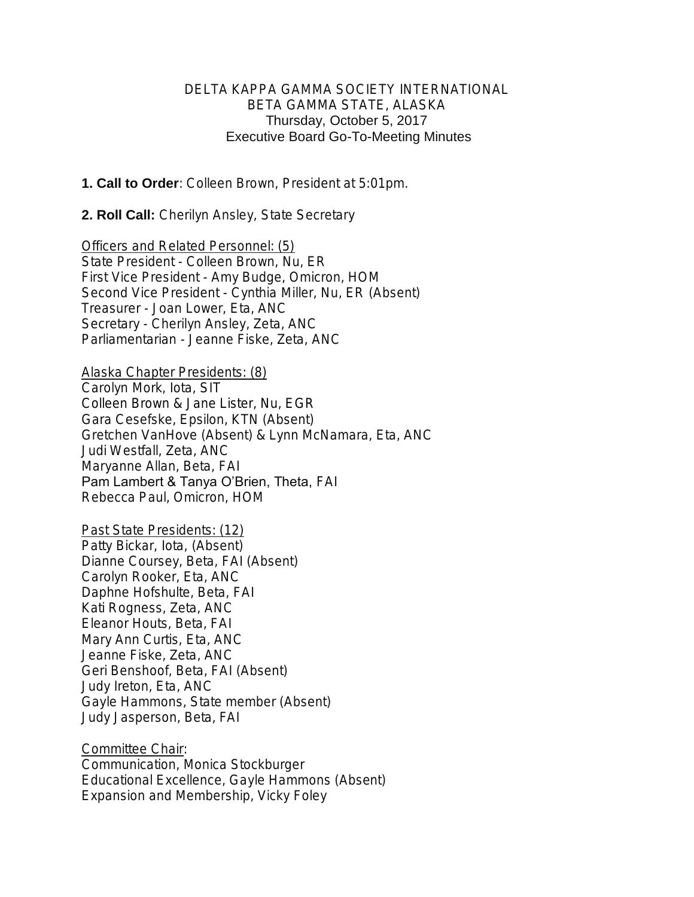DELTA KAPPA GAMMA SOCIETY INTERNATIONAL
BETA GAMMA STATE, ALASKA
Thursday, October 5, 2017
Executive Board Go-To-Meeting Minutes

**1. Call to Order**: Colleen Brown, President at 5:01pm.

**2. Roll Call:** Cherilyn Ansley, State Secretary

Officers and Related Personnel: (5)
State President - Colleen Brown, Nu, ER
First Vice President - Amy Budge, Omicron, HOM
Second Vice President - Cynthia Miller, Nu, ER (Absent)
Treasurer - Joan Lower, Eta, ANC
Secretary - Cherilyn Ansley, Zeta, ANC
Parliamentarian - Jeanne Fiske, Zeta, ANC

Alaska Chapter Presidents: (8)
Carolyn Mork, Iota, SIT
Colleen Brown & Jane Lister, Nu, EGR
Gara Cesefske, Epsilon, KTN (Absent)
Gretchen VanHove (Absent) & Lynn McNamara, Eta, ANC
Judi Westfall, Zeta, ANC
Maryanne Allan, Beta, FAI
Pam Lambert & Tanya O'Brien, Theta, FAI
Rebecca Paul, Omicron, HOM

Past State Presidents: (12)
Patty Bickar, Iota, (Absent)
Dianne Coursey, Beta, FAI (Absent)
Carolyn Rooker, Eta, ANC
Daphne Hofshulte, Beta, FAI
Kati Rogness, Zeta, ANC
Eleanor Houts, Beta, FAI
Mary Ann Curtis, Eta, ANC
Jeanne Fiske, Zeta, ANC
Geri Benshoof, Beta, FAI (Absent)
Judy Ireton, Eta, ANC
Gayle Hammons, State member (Absent)
Judy Jasperson, Beta, FAI

Committee Chair:
Communication, Monica Stockburger
Educational Excellence, Gayle Hammons (Absent)
Expansion and Membership, Vicky Foley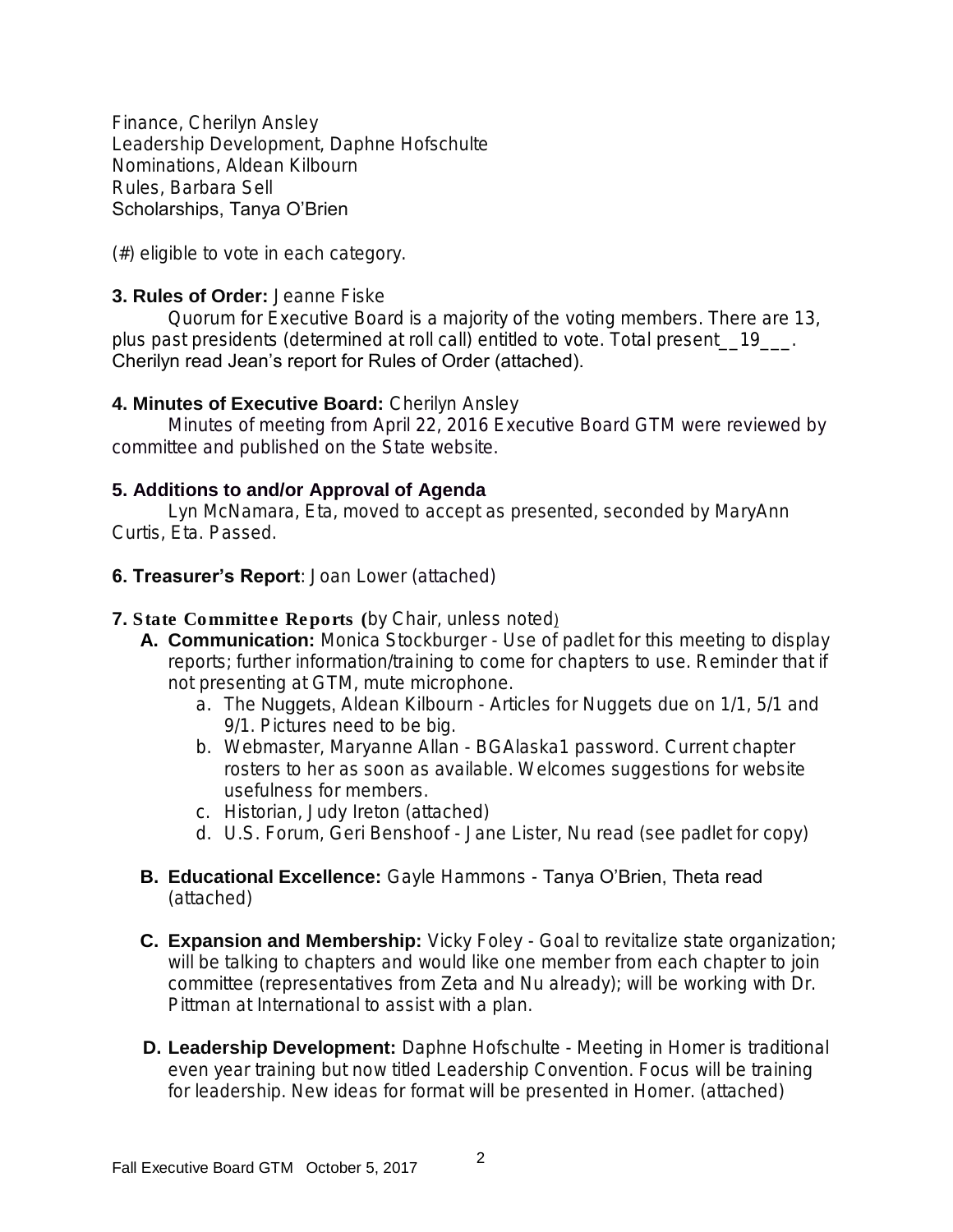Finance, Cherilyn Ansley
Leadership Development, Daphne Hofschulte
Nominations, Aldean Kilbourn
Rules, Barbara Sell
Scholarships, Tanya O'Brien

(#) eligible to vote in each category.

**3. Rules of Order:** Jeanne Fiske

Quorum for Executive Board is a majority of the voting members. There are 13, plus past presidents (determined at roll call) entitled to vote. Total present__19___. Cherilyn read Jean's report for Rules of Order (attached).

**4. Minutes of Executive Board:** Cherilyn Ansley

Minutes of meeting from April 22, 2016 Executive Board GTM were reviewed by committee and published on the State website.

**5. Additions to and/or Approval of Agenda**

Lyn McNamara, Eta, moved to accept as presented, seconded by MaryAnn Curtis, Eta. Passed.

**6. Treasurer's Report**: Joan Lower (attached)

**7. State Committee Reports (**by Chair, unless noted)

- **A. Communication:** Monica Stockburger - Use of padlet for this meeting to display reports; further information/training to come for chapters to use. Reminder that if not presenting at GTM, mute microphone.
  - a. The Nuggets, Aldean Kilbourn - Articles for Nuggets due on 1/1, 5/1 and 9/1. Pictures need to be big.
  - b. Webmaster, Maryanne Allan - BGAlaska1 password. Current chapter rosters to her as soon as available. Welcomes suggestions for website usefulness for members.
  - c. Historian, Judy Ireton (attached)
  - d. U.S. Forum, Geri Benshoof - Jane Lister, Nu read (see padlet for copy)
- **B. Educational Excellence:** Gayle Hammons - Tanya O'Brien, Theta read (attached)
- **C. Expansion and Membership:** Vicky Foley - Goal to revitalize state organization; will be talking to chapters and would like one member from each chapter to join committee (representatives from Zeta and Nu already); will be working with Dr. Pittman at International to assist with a plan.
- **D. Leadership Development:** Daphne Hofschulte - Meeting in Homer is traditional even year training but now titled Leadership Convention. Focus will be training for leadership. New ideas for format will be presented in Homer. (attached)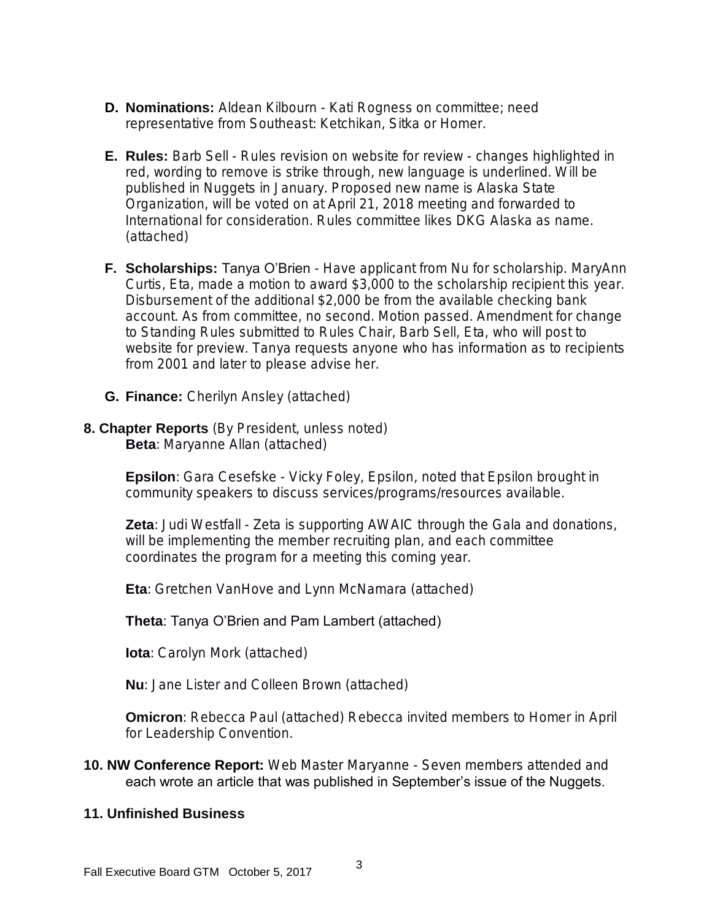**D. Nominations:** Aldean Kilbourn - Kati Rogness on committee; need representative from Southeast: Ketchikan, Sitka or Homer.

**E. Rules:** Barb Sell - Rules revision on website for review - changes highlighted in red, wording to remove is strike through, new language is underlined. Will be published in Nuggets in January. Proposed new name is Alaska State Organization, will be voted on at April 21, 2018 meeting and forwarded to International for consideration. Rules committee likes DKG Alaska as name. (attached)

**F. Scholarships:** Tanya O'Brien - Have applicant from Nu for scholarship. MaryAnn Curtis, Eta, made a motion to award $3,000 to the scholarship recipient this year. Disbursement of the additional $2,000 be from the available checking bank account. As from committee, no second. Motion passed. Amendment for change to Standing Rules submitted to Rules Chair, Barb Sell, Eta, who will post to website for preview. Tanya requests anyone who has information as to recipients from 2001 and later to please advise her.

**G. Finance:** Cherilyn Ansley (attached)

**8. Chapter Reports** (By President, unless noted)

**Beta**: Maryanne Allan (attached)

**Epsilon**: Gara Cesefske - Vicky Foley, Epsilon, noted that Epsilon brought in community speakers to discuss services/programs/resources available.

**Zeta**: Judi Westfall - Zeta is supporting AWAIC through the Gala and donations, will be implementing the member recruiting plan, and each committee coordinates the program for a meeting this coming year.

**Eta**: Gretchen VanHove and Lynn McNamara (attached)

**Theta**: Tanya O'Brien and Pam Lambert (attached)

**Iota**: Carolyn Mork (attached)

**Nu**: Jane Lister and Colleen Brown (attached)

**Omicron**: Rebecca Paul (attached) Rebecca invited members to Homer in April for Leadership Convention.

**10. NW Conference Report:** Web Master Maryanne - Seven members attended and each wrote an article that was published in September's issue of the Nuggets.

**11. Unfinished Business**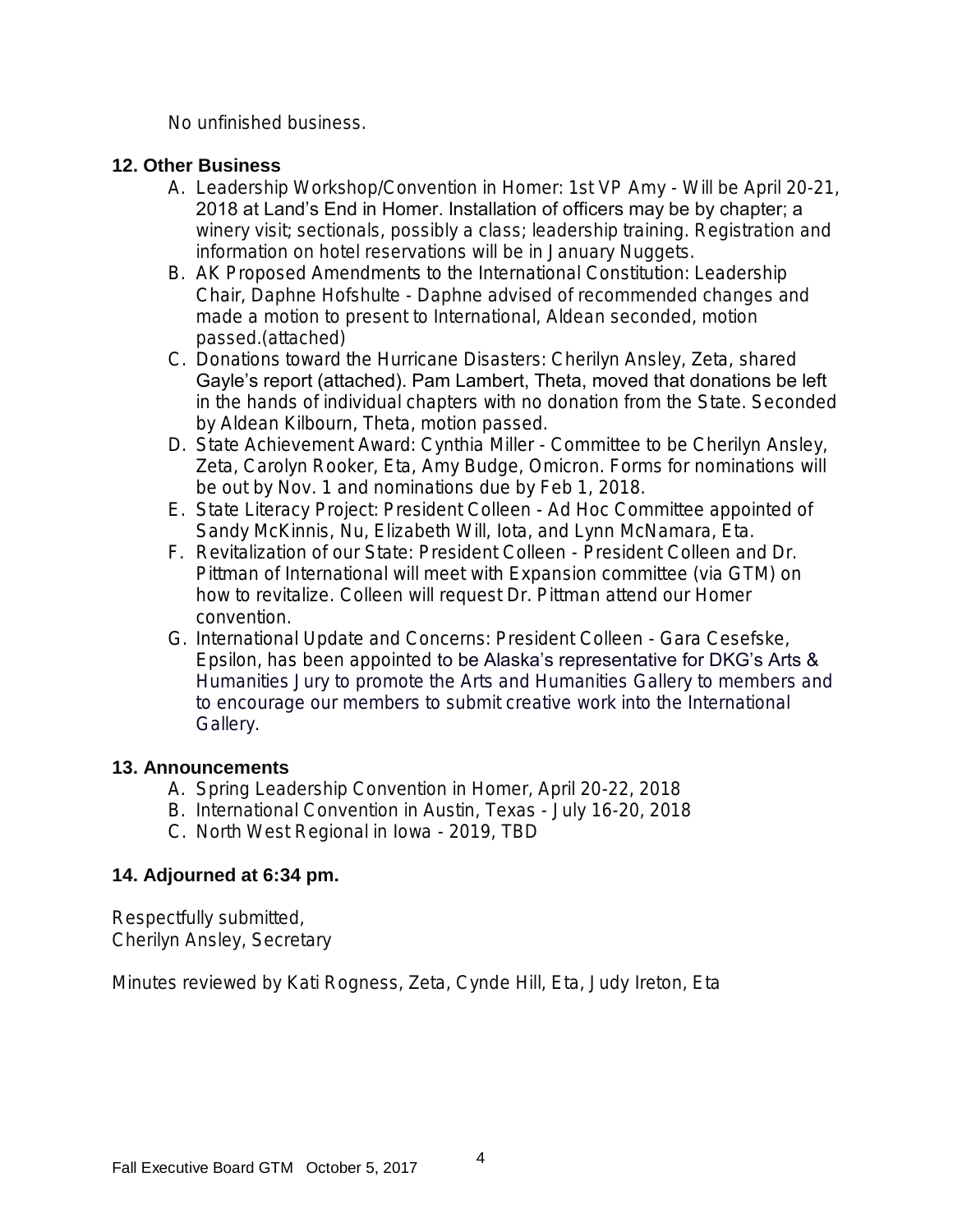No unfinished business.

## 12. Other Business

A. Leadership Workshop/Convention in Homer: 1st VP Amy - Will be April 20-21, 2018 at Land's End in Homer. Installation of officers may be by chapter; a winery visit; sectionals, possibly a class; leadership training. Registration and information on hotel reservations will be in January Nuggets.
B. AK Proposed Amendments to the International Constitution: Leadership Chair, Daphne Hofshulte - Daphne advised of recommended changes and made a motion to present to International, Aldean seconded, motion passed.(attached)
C. Donations toward the Hurricane Disasters: Cherilyn Ansley, Zeta, shared Gayle's report (attached). Pam Lambert, Theta, moved that donations be left in the hands of individual chapters with no donation from the State. Seconded by Aldean Kilbourn, Theta, motion passed.
D. State Achievement Award: Cynthia Miller - Committee to be Cherilyn Ansley, Zeta, Carolyn Rooker, Eta, Amy Budge, Omicron. Forms for nominations will be out by Nov. 1 and nominations due by Feb 1, 2018.
E. State Literacy Project: President Colleen - Ad Hoc Committee appointed of Sandy McKinnis, Nu, Elizabeth Will, Iota, and Lynn McNamara, Eta.
F. Revitalization of our State: President Colleen - President Colleen and Dr. Pittman of International will meet with Expansion committee (via GTM) on how to revitalize. Colleen will request Dr. Pittman attend our Homer convention.
G. International Update and Concerns: President Colleen - Gara Cesefske, Epsilon, has been appointed to be Alaska's representative for DKG's Arts & Humanities Jury to promote the Arts and Humanities Gallery to members and to encourage our members to submit creative work into the International Gallery.

## 13. Announcements

A. Spring Leadership Convention in Homer, April 20-22, 2018
B. International Convention in Austin, Texas - July 16-20, 2018
C. North West Regional in Iowa - 2019, TBD

## 14. Adjourned at 6:34 pm.

Respectfully submitted,
Cherilyn Ansley, Secretary

Minutes reviewed by Kati Rogness, Zeta, Cynde Hill, Eta, Judy Ireton, Eta